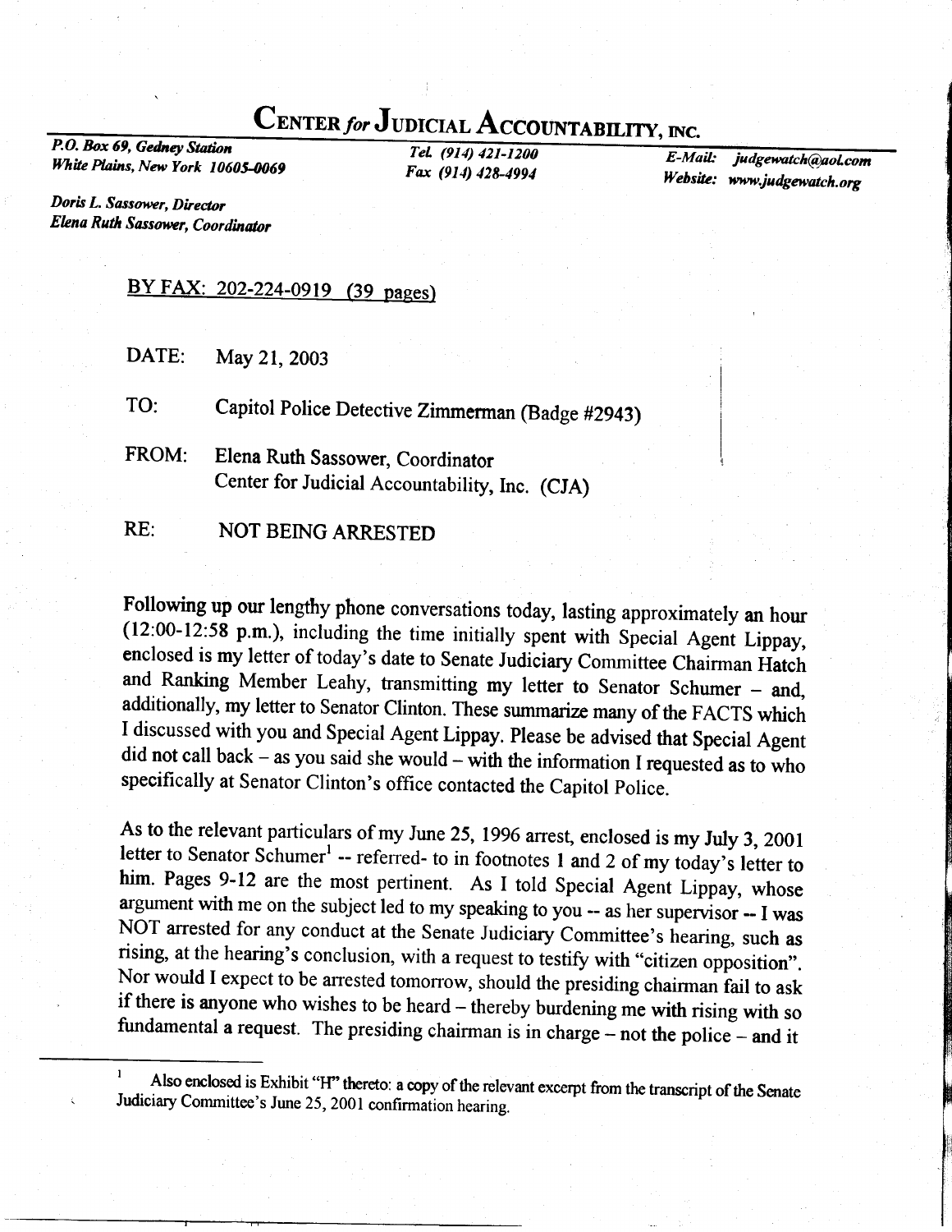# CENTER *for* JUDICIAL ACCOUNTABILITY, INC.

*P.O. Box 69, Gedney Station*
*White Plains, New York 10605-0069*

*Tel. (914) 421-1200*
*Fax (914) 428-4994*

*E-Mail: judgewatch@aol.com*
*Website: www.judgewatch.org*

*Doris L. Sassower, Director*
*Elena Ruth Sassower, Coordinator*

BY FAX: 202-224-0919 (39 pages)

DATE: May 21, 2003

TO: Capitol Police Detective Zimmerman (Badge #2943)

FROM: Elena Ruth Sassower, Coordinator
Center for Judicial Accountability, Inc. (CJA)

RE: NOT BEING ARRESTED

Following up our lengthy phone conversations today, lasting approximately an hour (12:00-12:58 p.m.), including the time initially spent with Special Agent Lippay, enclosed is my letter of today's date to Senate Judiciary Committee Chairman Hatch and Ranking Member Leahy, transmitting my letter to Senator Schumer – and, additionally, my letter to Senator Clinton. These summarize many of the FACTS which I discussed with you and Special Agent Lippay. Please be advised that Special Agent did not call back – as you said she would – with the information I requested as to who specifically at Senator Clinton's office contacted the Capitol Police.

As to the relevant particulars of my June 25, 1996 arrest, enclosed is my July 3, 2001 letter to Senator Schumer[1] -- referred- to in footnotes 1 and 2 of my today's letter to him. Pages 9-12 are the most pertinent. As I told Special Agent Lippay, whose argument with me on the subject led to my speaking to you -- as her supervisor -- I was NOT arrested for any conduct at the Senate Judiciary Committee's hearing, such as rising, at the hearing's conclusion, with a request to testify with "citizen opposition". Nor would I expect to be arrested tomorrow, should the presiding chairman fail to ask if there is anyone who wishes to be heard – thereby burdening me with rising with so fundamental a request. The presiding chairman is in charge – not the police – and it

[1] Also enclosed is Exhibit "H" thereto: a copy of the relevant excerpt from the transcript of the Senate Judiciary Committee's June 25, 2001 confirmation hearing.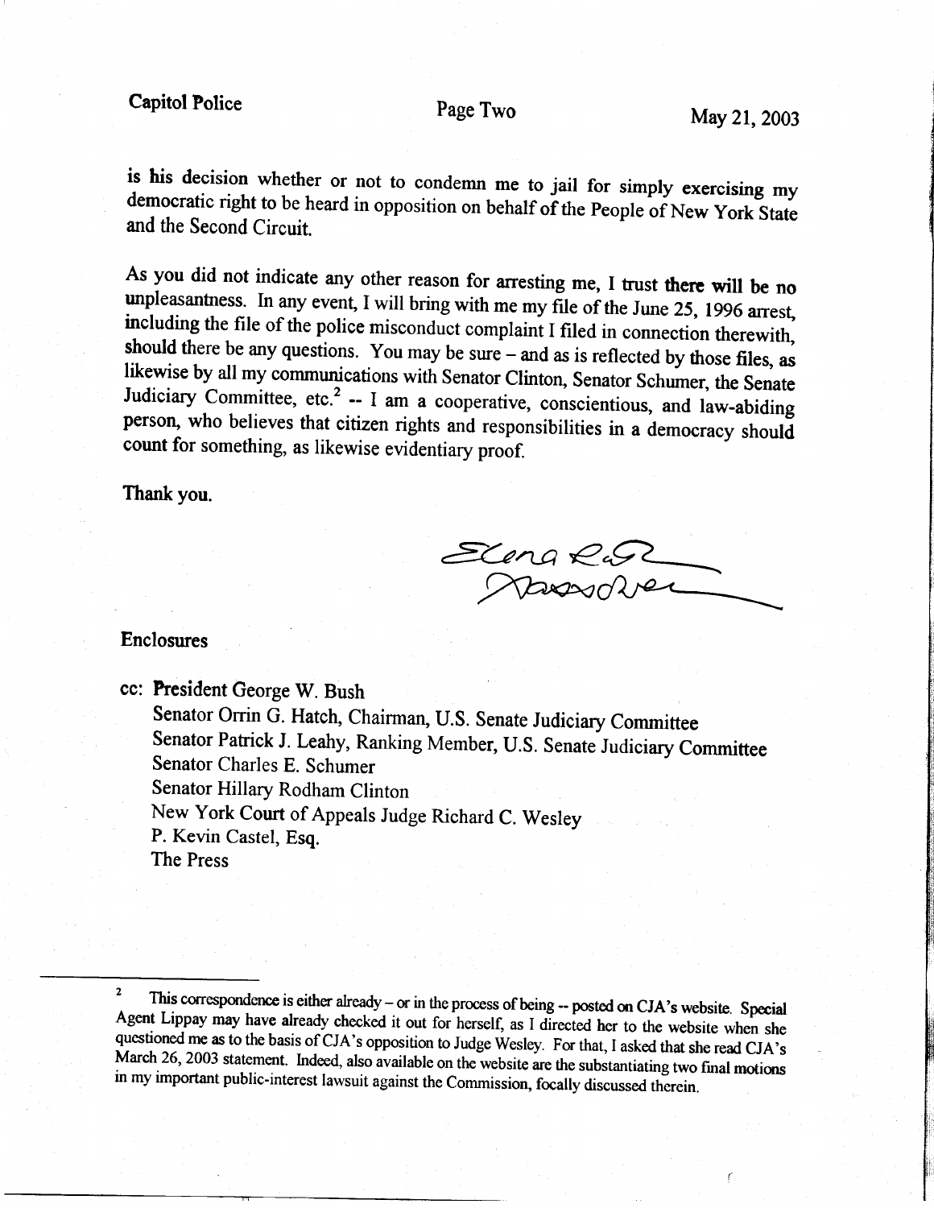is his decision whether or not to condemn me to jail for simply exercising my democratic right to be heard in opposition on behalf of the People of New York State and the Second Circuit.

As you did not indicate any other reason for arresting me, I trust there will be no unpleasantness. In any event, I will bring with me my file of the June 25, 1996 arrest, including the file of the police misconduct complaint I filed in connection therewith, should there be any questions. You may be sure – and as is reflected by those files, as likewise by all my communications with Senator Clinton, Senator Schumer, the Senate Judiciary Committee, etc.[2] -- I am a cooperative, conscientious, and law-abiding person, who believes that citizen rights and responsibilities in a democracy should count for something, as likewise evidentiary proof.

Thank you.

Elena Ruth Sassower

Enclosures

cc: President George W. Bush
Senator Orrin G. Hatch, Chairman, U.S. Senate Judiciary Committee
Senator Patrick J. Leahy, Ranking Member, U.S. Senate Judiciary Committee
Senator Charles E. Schumer
Senator Hillary Rodham Clinton
New York Court of Appeals Judge Richard C. Wesley
P. Kevin Castel, Esq.
The Press

---

[2] This correspondence is either already – or in the process of being -- posted on CJA's website. Special Agent Lippay may have already checked it out for herself, as I directed her to the website when she questioned me as to the basis of CJA's opposition to Judge Wesley. For that, I asked that she read CJA's March 26, 2003 statement. Indeed, also available on the website are the substantiating two final motions in my important public-interest lawsuit against the Commission, focally discussed therein.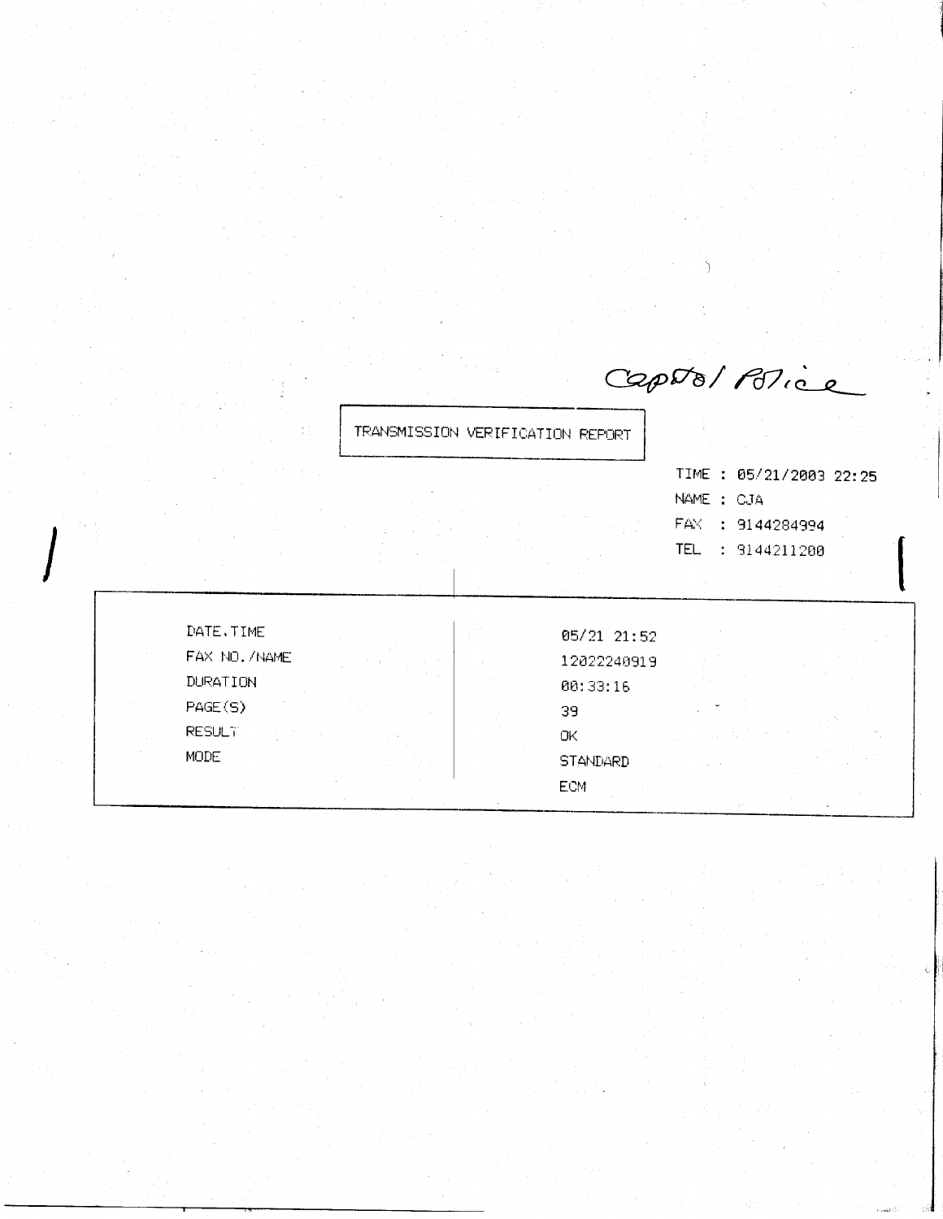Capitol Police

**TRANSMISSION VERIFICATION REPORT**

TIME : 05/21/2003 22:25
NAME : CJA
FAX : 9144284994
TEL : 9144211200

| | |
|---|---|
| DATE, TIME | 05/21 21:52 |
| FAX NO./NAME | 12022240919 |
| DURATION | 00:33:16 |
| PAGE(S) | 39 |
| RESULT | OK |
| MODE | STANDARD ECM |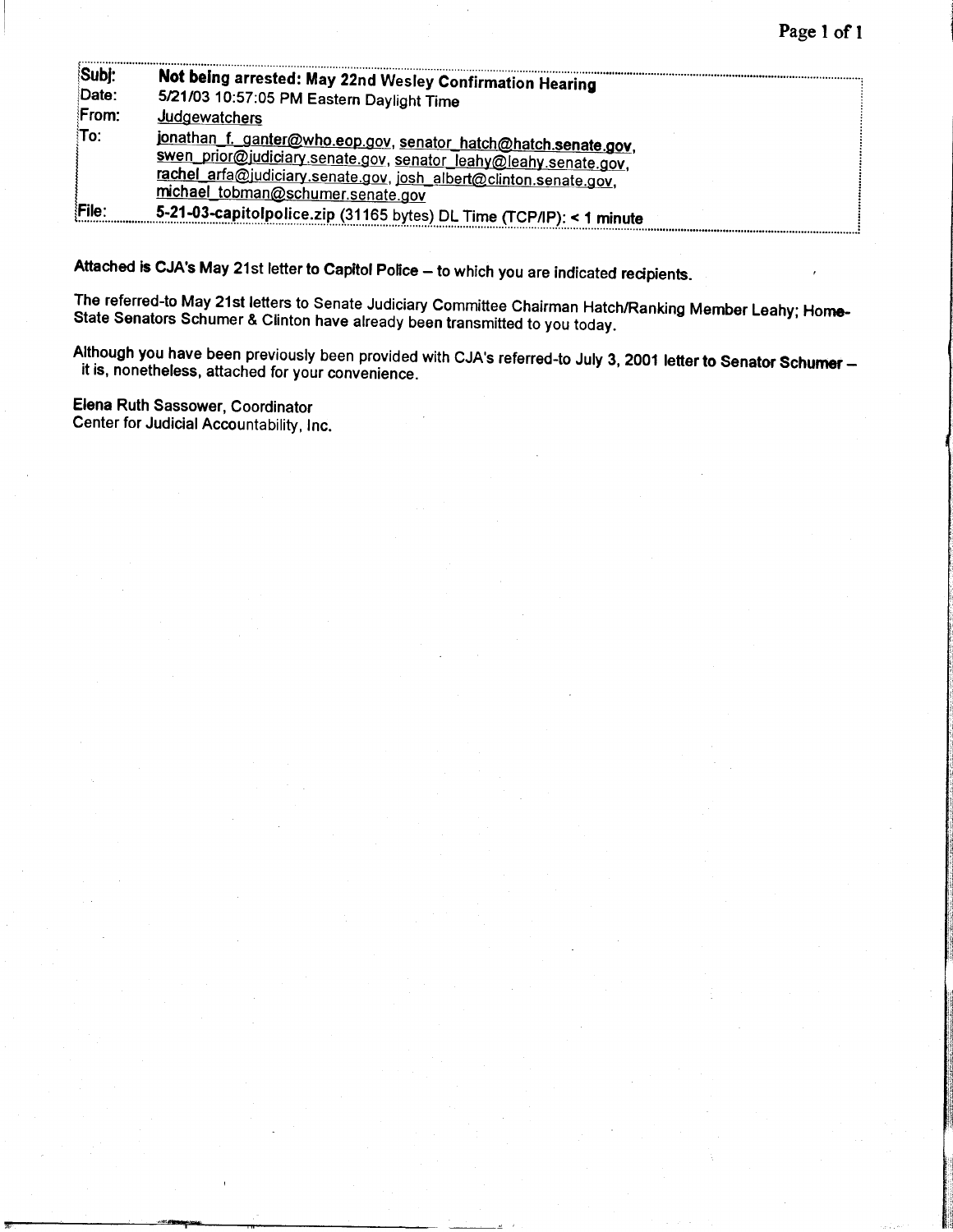| | |
|---|---|
| Subj: | **Not being arrested: May 22nd Wesley Confirmation Hearing** |
| Date: | 5/21/03 10:57:05 PM Eastern Daylight Time |
| From: | Judgewatchers |
| To: | jonathan_f._ganter@who.eop.gov, senator_hatch@hatch.senate.gov, swen_prior@judiciary.senate.gov, senator_leahy@leahy.senate.gov, rachel_arfa@judiciary.senate.gov, josh_albert@clinton.senate.gov, michael_tobman@schumer.senate.gov |
| File: | **5-21-03-capitolpolice.zip** (31165 bytes) DL Time (TCP/IP): < 1 minute |

**Attached is CJA's May 21st letter to Capitol Police – to which you are indicated recipients.**

The referred-to **May 21st** letters to Senate Judiciary Committee Chairman Hatch/Ranking Member Leahy; Home-State Senators Schumer & Clinton have already been transmitted to you today.

Although you have been previously been provided with CJA's referred-to **July 3, 2001 letter to Senator Schumer** – it is, nonetheless, attached for your convenience.

**Elena Ruth Sassower, Coordinator**
Center for Judicial Accountability, Inc.